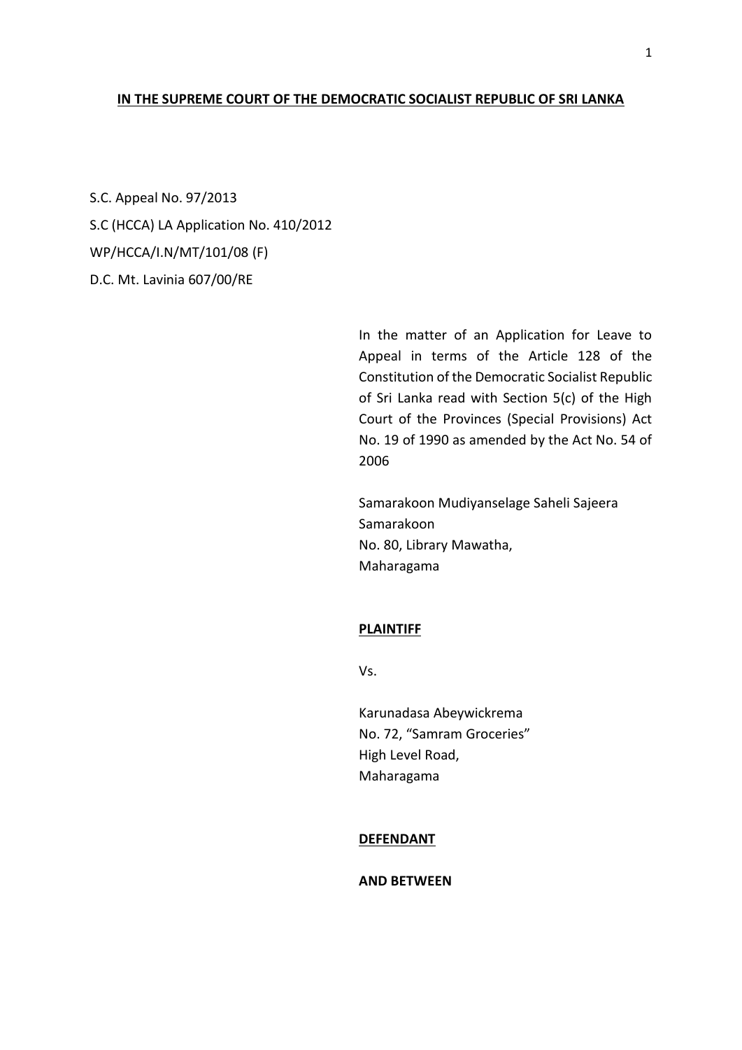**IN THE SUPREME COURT OF THE DEMOCRATIC SOCIALIST REPUBLIC OF SRI LANKA**

S.C. Appeal No. 97/2013

S.C (HCCA) LA Application No. 410/2012

WP/HCCA/I.N/MT/101/08 (F)

D.C. Mt. Lavinia 607/00/RE

In the matter of an Application for Leave to Appeal in terms of the Article 128 of the Constitution of the Democratic Socialist Republic of Sri Lanka read with Section 5(c) of the High Court of the Provinces (Special Provisions) Act No. 19 of 1990 as amended by the Act No. 54 of 2006

Samarakoon Mudiyanselage Saheli Sajeera Samarakoon
No. 80, Library Mawatha,
Maharagama

**PLAINTIFF**

Vs.

Karunadasa Abeywickrema
No. 72, "Samram Groceries"
High Level Road,
Maharagama

**DEFENDANT**

**AND BETWEEN**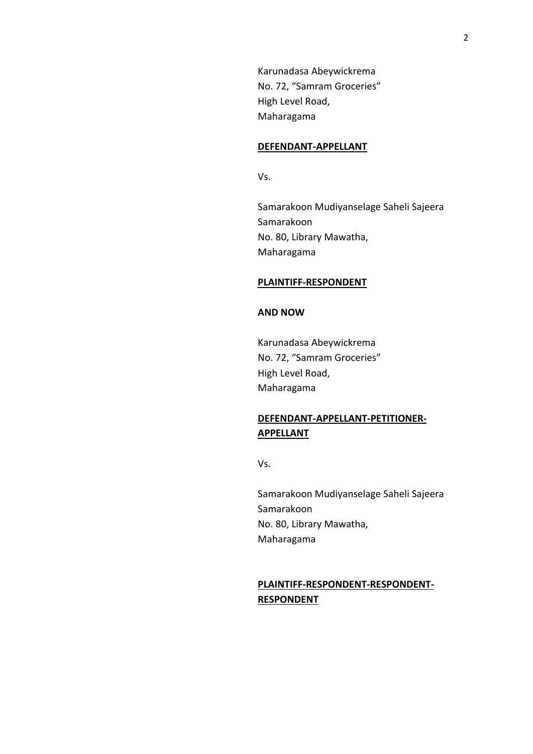Karunadasa Abeywickrema
No. 72, "Samram Groceries"
High Level Road,
Maharagama

**DEFENDANT-APPELLANT**

Vs.

Samarakoon Mudiyanselage Saheli Sajeera Samarakoon
No. 80, Library Mawatha,
Maharagama

**PLAINTIFF-RESPONDENT**

**AND NOW**

Karunadasa Abeywickrema
No. 72, "Samram Groceries"
High Level Road,
Maharagama

**DEFENDANT-APPELLANT-PETITIONER-APPELLANT**

Vs.

Samarakoon Mudiyanselage Saheli Sajeera Samarakoon
No. 80, Library Mawatha,
Maharagama

**PLAINTIFF-RESPONDENT-RESPONDENT-RESPONDENT**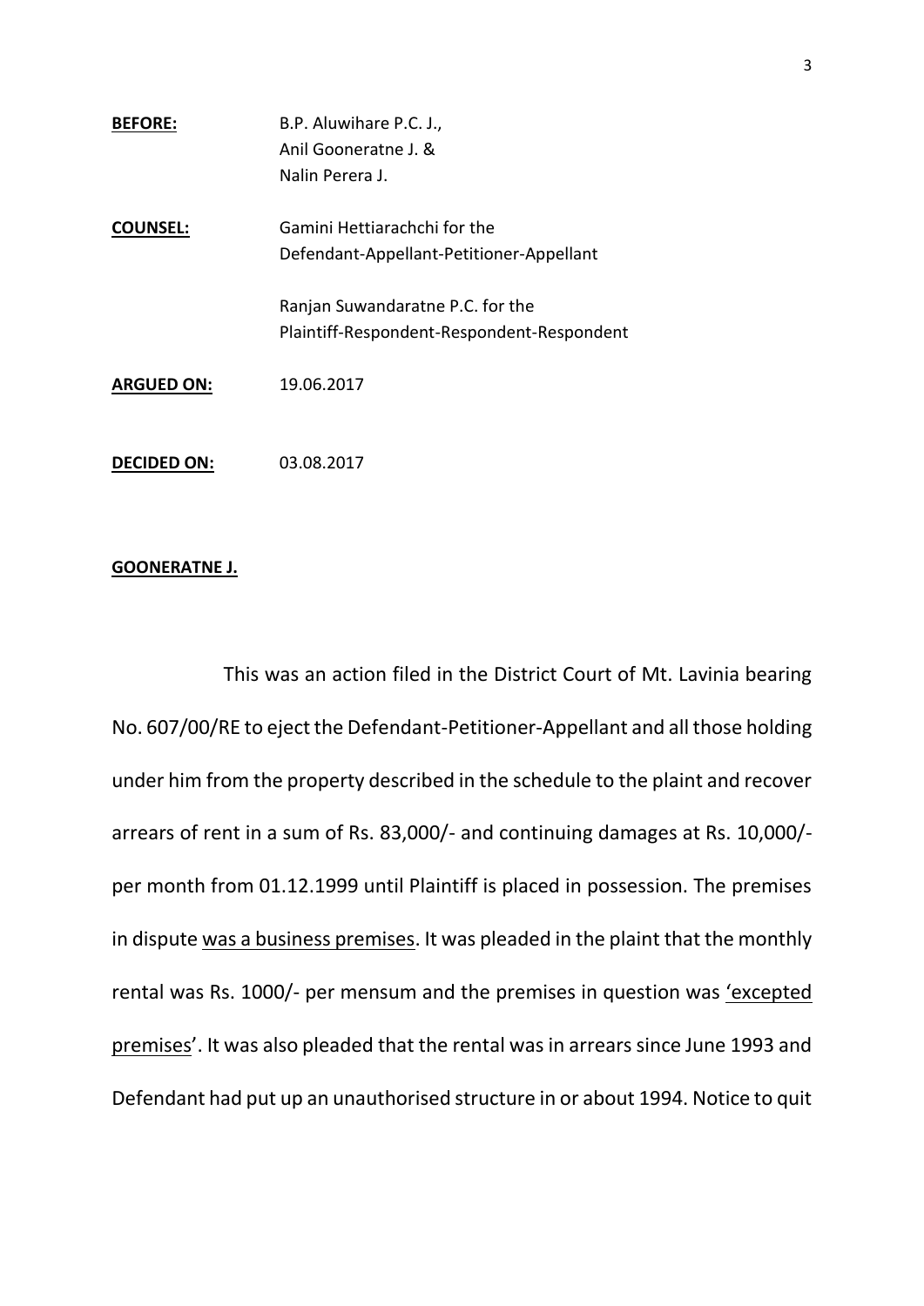**BEFORE:** B.P. Aluwihare P.C. J.,
Anil Gooneratne J. &
Nalin Perera J.

**COUNSEL:** Gamini Hettiarachchi for the
Defendant-Appellant-Petitioner-Appellant

Ranjan Suwandaratne P.C. for the
Plaintiff-Respondent-Respondent-Respondent

**ARGUED ON:** 19.06.2017

**DECIDED ON:** 03.08.2017

**GOONERATNE J.**

This was an action filed in the District Court of Mt. Lavinia bearing No. 607/00/RE to eject the Defendant-Petitioner-Appellant and all those holding under him from the property described in the schedule to the plaint and recover arrears of rent in a sum of Rs. 83,000/- and continuing damages at Rs. 10,000/- per month from 01.12.1999 until Plaintiff is placed in possession. The premises in dispute <u>was a business premises</u>. It was pleaded in the plaint that the monthly rental was Rs. 1000/- per mensum and the premises in question was <u>'excepted premises</u>'. It was also pleaded that the rental was in arrears since June 1993 and Defendant had put up an unauthorised structure in or about 1994. Notice to quit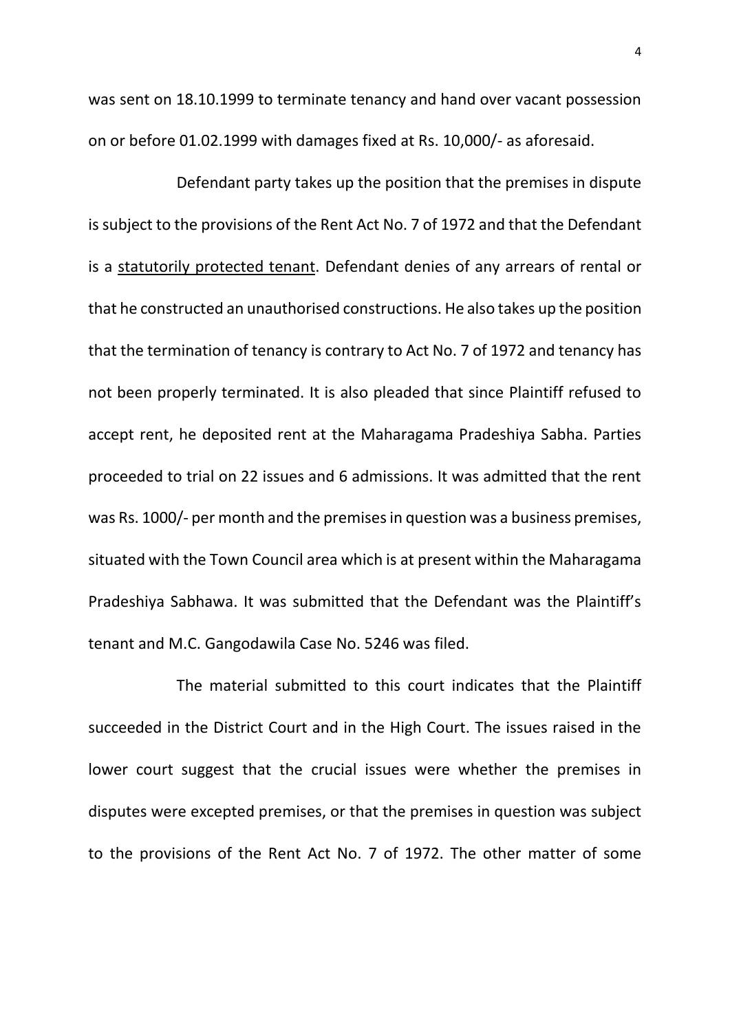was sent on 18.10.1999 to terminate tenancy and hand over vacant possession on or before 01.02.1999 with damages fixed at Rs. 10,000/- as aforesaid.

Defendant party takes up the position that the premises in dispute is subject to the provisions of the Rent Act No. 7 of 1972 and that the Defendant is a statutorily protected tenant. Defendant denies of any arrears of rental or that he constructed an unauthorised constructions. He also takes up the position that the termination of tenancy is contrary to Act No. 7 of 1972 and tenancy has not been properly terminated. It is also pleaded that since Plaintiff refused to accept rent, he deposited rent at the Maharagama Pradeshiya Sabha. Parties proceeded to trial on 22 issues and 6 admissions. It was admitted that the rent was Rs. 1000/- per month and the premises in question was a business premises, situated with the Town Council area which is at present within the Maharagama Pradeshiya Sabhawa. It was submitted that the Defendant was the Plaintiff's tenant and M.C. Gangodawila Case No. 5246 was filed.

The material submitted to this court indicates that the Plaintiff succeeded in the District Court and in the High Court. The issues raised in the lower court suggest that the crucial issues were whether the premises in disputes were excepted premises, or that the premises in question was subject to the provisions of the Rent Act No. 7 of 1972. The other matter of some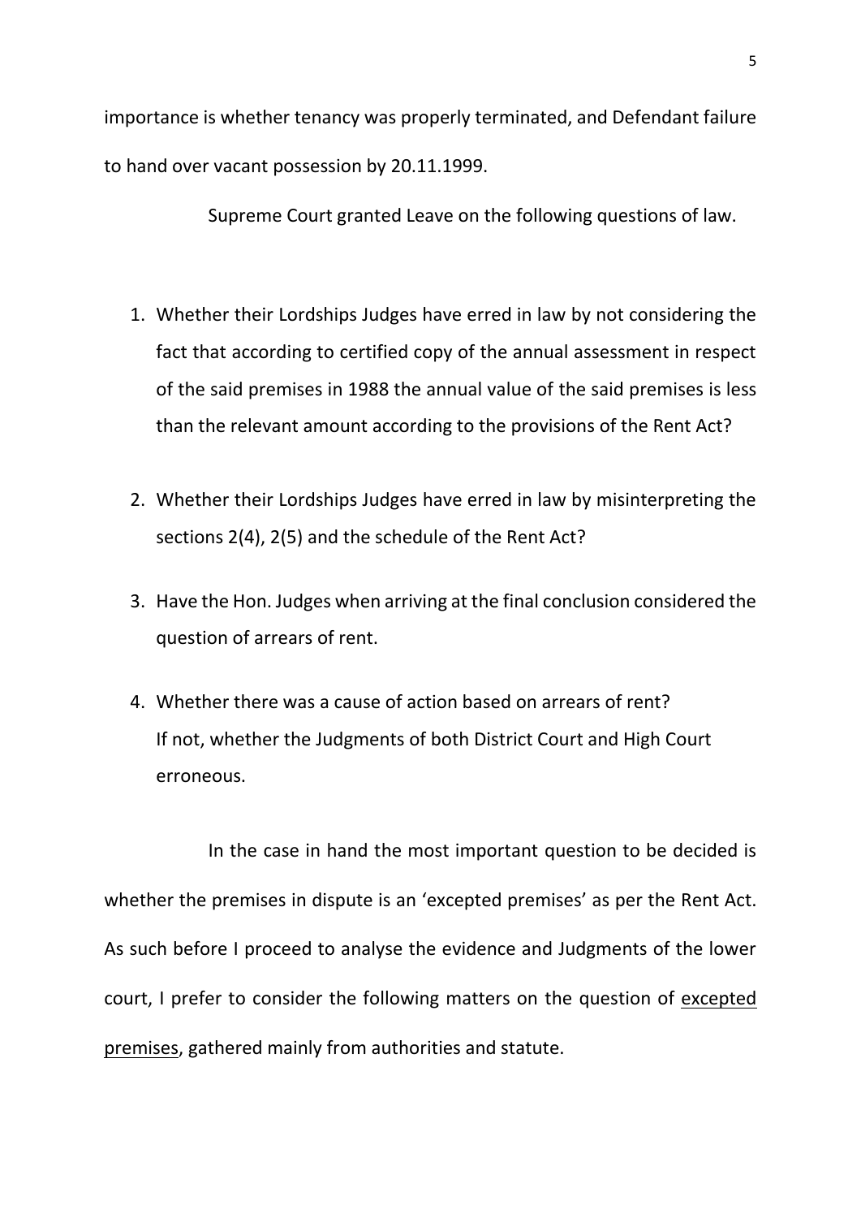importance is whether tenancy was properly terminated, and Defendant failure to hand over vacant possession by 20.11.1999.

Supreme Court granted Leave on the following questions of law.

1. Whether their Lordships Judges have erred in law by not considering the fact that according to certified copy of the annual assessment in respect of the said premises in 1988 the annual value of the said premises is less than the relevant amount according to the provisions of the Rent Act?

2. Whether their Lordships Judges have erred in law by misinterpreting the sections 2(4), 2(5) and the schedule of the Rent Act?

3. Have the Hon. Judges when arriving at the final conclusion considered the question of arrears of rent.

4. Whether there was a cause of action based on arrears of rent? If not, whether the Judgments of both District Court and High Court erroneous.

In the case in hand the most important question to be decided is whether the premises in dispute is an 'excepted premises' as per the Rent Act. As such before I proceed to analyse the evidence and Judgments of the lower court, I prefer to consider the following matters on the question of excepted premises, gathered mainly from authorities and statute.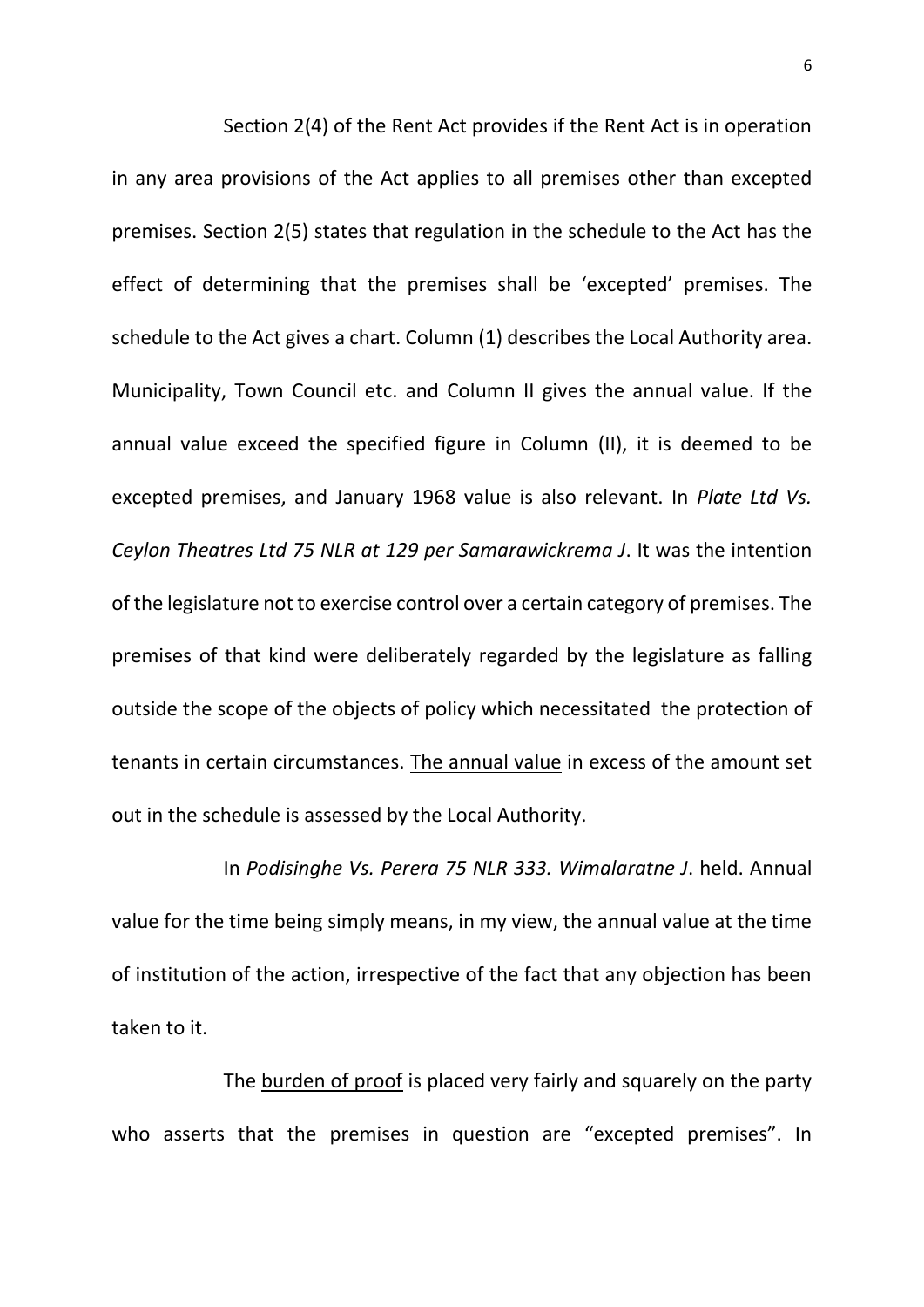Section 2(4) of the Rent Act provides if the Rent Act is in operation in any area provisions of the Act applies to all premises other than excepted premises. Section 2(5) states that regulation in the schedule to the Act has the effect of determining that the premises shall be 'excepted' premises. The schedule to the Act gives a chart. Column (1) describes the Local Authority area. Municipality, Town Council etc. and Column II gives the annual value. If the annual value exceed the specified figure in Column (II), it is deemed to be excepted premises, and January 1968 value is also relevant. In *Plate Ltd Vs. Ceylon Theatres Ltd 75 NLR at 129 per Samarawickrema J*. It was the intention of the legislature not to exercise control over a certain category of premises. The premises of that kind were deliberately regarded by the legislature as falling outside the scope of the objects of policy which necessitated the protection of tenants in certain circumstances. <u>The annual value</u> in excess of the amount set out in the schedule is assessed by the Local Authority.

In *Podisinghe Vs. Perera 75 NLR 333. Wimalaratne J*. held. Annual value for the time being simply means, in my view, the annual value at the time of institution of the action, irrespective of the fact that any objection has been taken to it.

The <u>burden of proof</u> is placed very fairly and squarely on the party who asserts that the premises in question are "excepted premises". In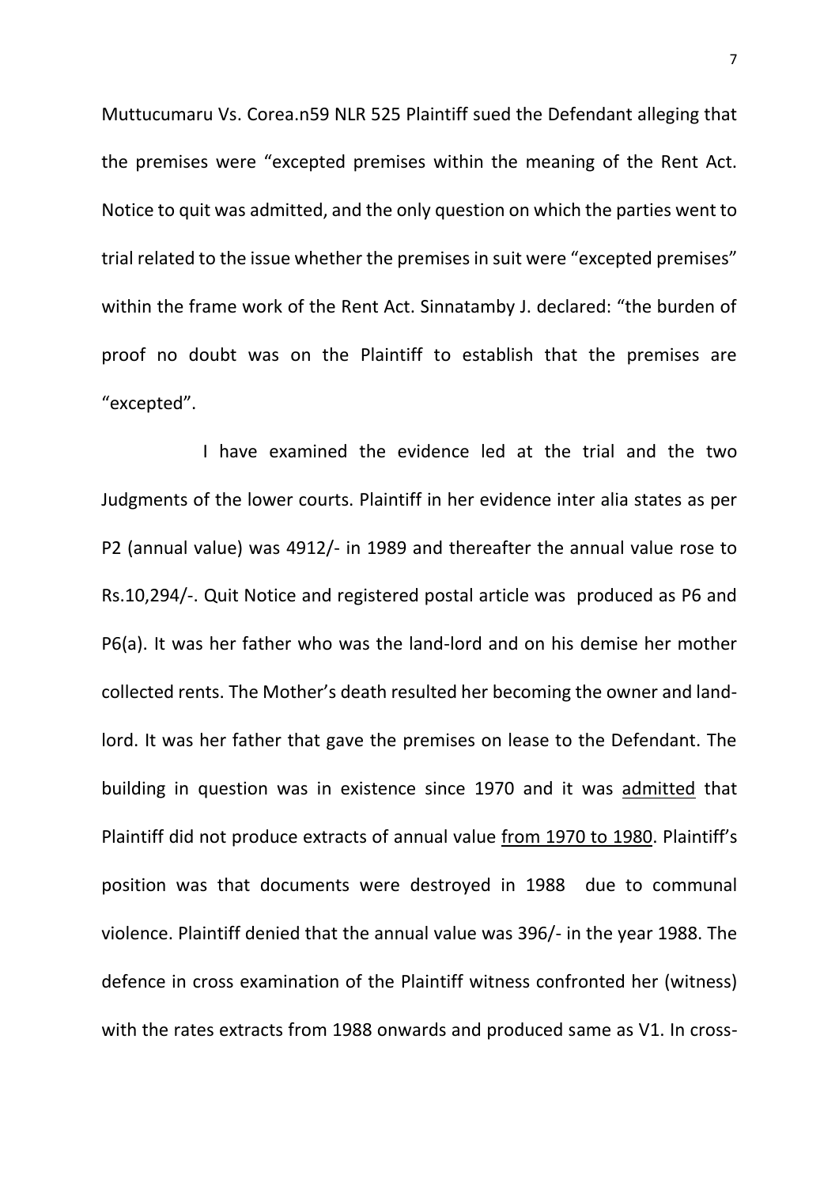Muttucumaru Vs. Corea.n59 NLR 525 Plaintiff sued the Defendant alleging that the premises were "excepted premises within the meaning of the Rent Act. Notice to quit was admitted, and the only question on which the parties went to trial related to the issue whether the premises in suit were "excepted premises" within the frame work of the Rent Act. Sinnatamby J. declared: "the burden of proof no doubt was on the Plaintiff to establish that the premises are "excepted".

I have examined the evidence led at the trial and the two Judgments of the lower courts. Plaintiff in her evidence inter alia states as per P2 (annual value) was 4912/- in 1989 and thereafter the annual value rose to Rs.10,294/-. Quit Notice and registered postal article was produced as P6 and P6(a). It was her father who was the land-lord and on his demise her mother collected rents. The Mother's death resulted her becoming the owner and land-lord. It was her father that gave the premises on lease to the Defendant. The building in question was in existence since 1970 and it was <u>admitted</u> that Plaintiff did not produce extracts of annual value <u>from 1970 to 1980</u>. Plaintiff's position was that documents were destroyed in 1988 due to communal violence. Plaintiff denied that the annual value was 396/- in the year 1988. The defence in cross examination of the Plaintiff witness confronted her (witness) with the rates extracts from 1988 onwards and produced same as V1. In cross-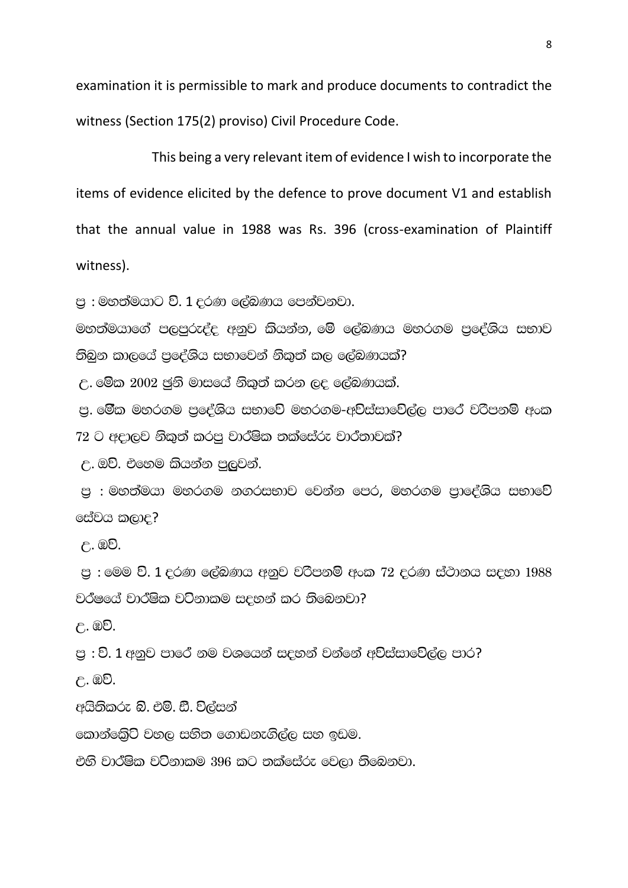examination it is permissible to mark and produce documents to contradict the witness (Section 175(2) proviso) Civil Procedure Code.

This being a very relevant item of evidence I wish to incorporate the items of evidence elicited by the defence to prove document V1 and establish that the annual value in 1988 was Rs. 396 (cross-examination of Plaintiff witness).

ප්‍ර : මහත්මයාට වි. 1 දරණ ලේඛණය පෙන්වනවා.

මහත්මයාගේ පලපුරුද්ද අනුව කියන්න, මේ ලේඛණය මහරගම ප්‍රදේශිය සභාව තිබුන කාලයේ ප්‍රදේශිය සභාවෙන් නිකුත් කල ලේඛණයක්?

උ. මේක 2002 ජුනි මාසයේ නිකුත් කරන ලද ලේඛණයක්.

ප්‍ර. මේක මහරගම ප්‍රදේශිය සභාවේ මහරගම-අවිස්සාවේල්ල පාරේ වරිපනම් අංක 72 ට අදාලව නිකුත් කරපු වාර්ෂික තක්සේරු වාර්තාවක්?

උ. ඔව්. එහෙම කියන්න පුලුවන්.

ප්‍ර : මහත්මයා මහරගම නගරසභාව වෙන්න පෙර, මහරගම ප්‍රාදේශිය සභාවේ සේවය කලාද?

උ. ඔව්.

ප්‍ර : මෙම වි. 1 දරණ ලේඛණය අනුව වරිපනම් අංක 72 දරණ ස්ථානය සඳහා 1988 වර්ෂයේ වාර්ෂික වටිනාකම සඳහන් කර තිබෙනවා?

උ. ඔව්.

ප්‍ර : වි. 1 අනුව පාරේ නම වශයෙන් සඳහන් වන්නේ අවිස්සාවේල්ල පාර?

උ. ඔව්.

අයිතිකරු බී. එම්. ඊ. විල්සන්

කොන්ක්‍රීට් වහල සහිත ගොඩනැගිල්ල සහ ඉඩම.

එහි වාර්ෂික වටිනාකම 396 කට තක්සේරු වෙලා තිබෙනවා.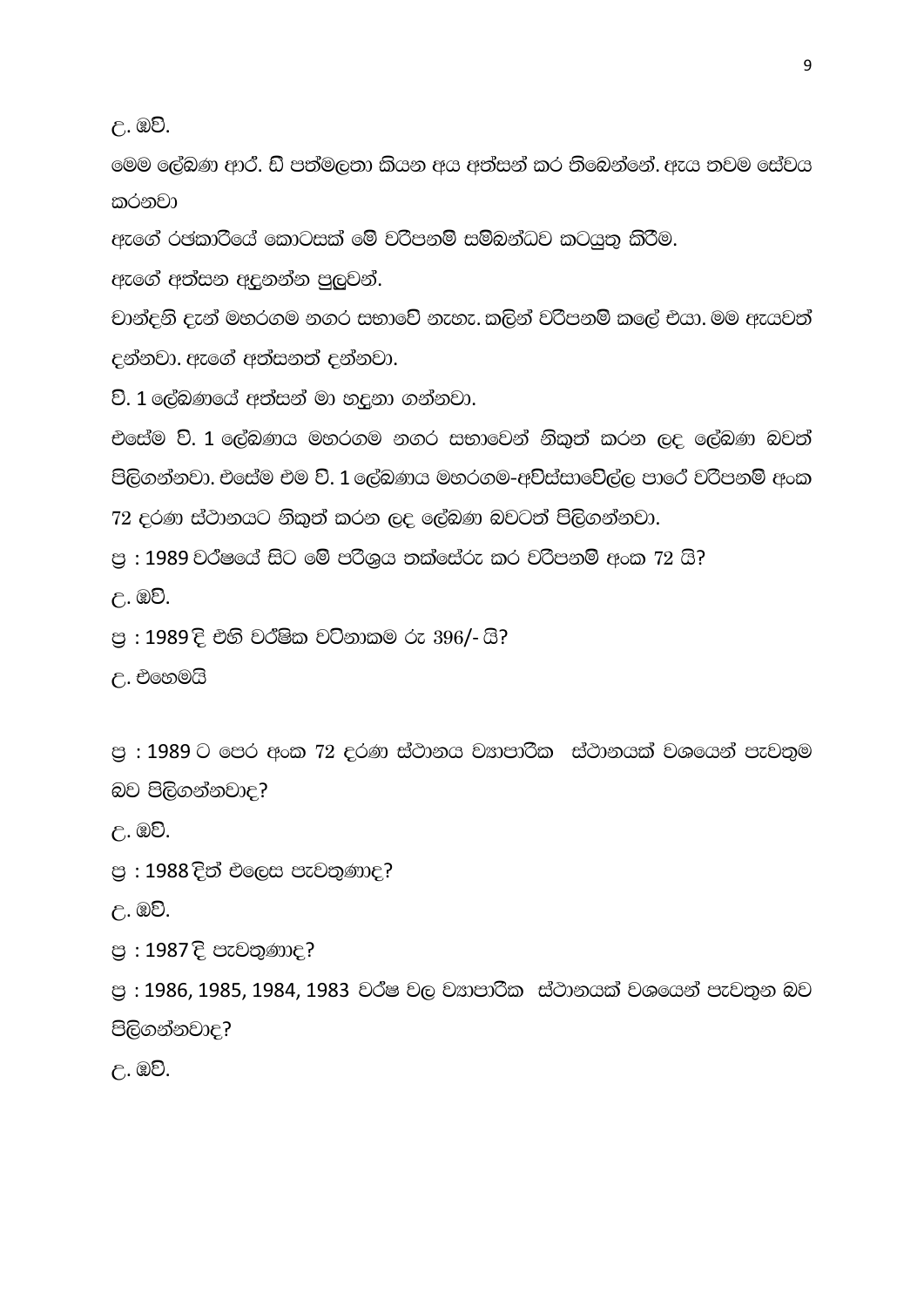උ. ඔව්.

මෙම ලේඛණ ආර්. ඩී පත්මලතා කියන අය අත්සන් කර තිබෙන්නේ. ඇය තවම සේවය කරනවා

ඇගේ රජකාරියේ කොටසක් මේ වරිපනම් සම්බන්ධව කටයුතු කිරීම.

ඇගේ අත්සන අඳුනන්න පුලුවන්.

චාන්දනි දැන් මහරගම නගර සභාවේ නැහැ. කලින් වරිපනම් කලේ එයා. මම ඇයවත් දන්නවා. ඇගේ අත්සනත් දන්නවා.

වි. 1 ලේඛණයේ අත්සන් මා හඳුනා ගන්නවා.

එසේම වි. 1 ලේඛණය මහරගම නගර සභාවෙන් නිකුත් කරන ලද ලේඛණ බවත් පිලිගන්නවා. එසේම එම වි. 1 ලේඛණය මහරගම-අවිස්සාවේල්ල පාරේ වරිපනම් අංක 72 දරණ ස්ථානයට නිකුත් කරන ලද ලේඛණ බවටත් පිලිගන්නවා.

ප්‍ර : 1989 වර්ෂයේ සිට මේ පරිශ්‍රය තක්සේරු කර වරිපනම් අංක 72 යි?

උ. ඔව්.

ප්‍ර : 1989 දි එහි වර්ෂික වටිනාකම රු 396/- යි?

උ. එහෙමයි

ප්‍ර : 1989 ට පෙර අංක 72 දරණ ස්ථානය ව්‍යාපාරික ස්ථානයක් වශයෙන් පැවතුම බව පිලිගන්නවාද?

උ. ඔව්.

ප්‍ර : 1988 දිත් එලෙස පැවතුණාද?

උ. ඔව්.

ප්‍ර : 1987 දි පැවතුණාද?

ප්‍ර : 1986, 1985, 1984, 1983 වර්ෂ වල ව්‍යාපාරික ස්ථානයක් වශයෙන් පැවතුන බව පිලිගන්නවාද?

උ. ඔව්.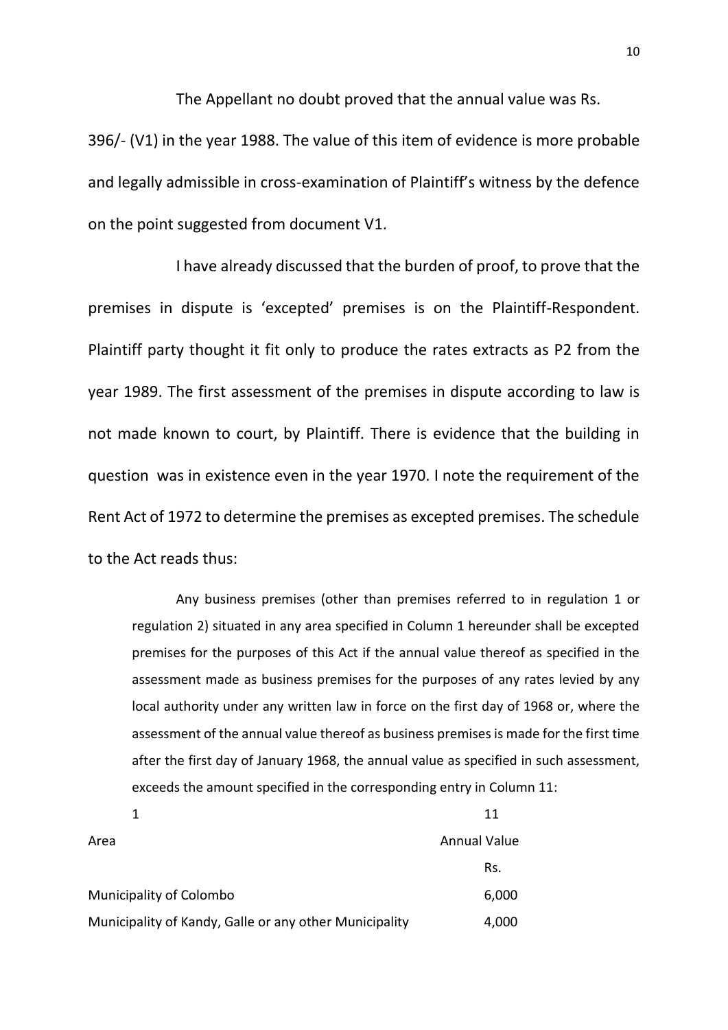The Appellant no doubt proved that the annual value was Rs. 396/- (V1) in the year 1988. The value of this item of evidence is more probable and legally admissible in cross-examination of Plaintiff's witness by the defence on the point suggested from document V1.

I have already discussed that the burden of proof, to prove that the premises in dispute is 'excepted' premises is on the Plaintiff-Respondent. Plaintiff party thought it fit only to produce the rates extracts as P2 from the year 1989. The first assessment of the premises in dispute according to law is not made known to court, by Plaintiff. There is evidence that the building in question was in existence even in the year 1970. I note the requirement of the Rent Act of 1972 to determine the premises as excepted premises. The schedule to the Act reads thus:

> Any business premises (other than premises referred to in regulation 1 or regulation 2) situated in any area specified in Column 1 hereunder shall be excepted premises for the purposes of this Act if the annual value thereof as specified in the assessment made as business premises for the purposes of any rates levied by any local authority under any written law in force on the first day of 1968 or, where the assessment of the annual value thereof as business premises is made for the first time after the first day of January 1968, the annual value as specified in such assessment, exceeds the amount specified in the corresponding entry in Column 11:

| 1 | 11 |
|---|---|
| Area | Annual Value |
| | Rs. |
| Municipality of Colombo | 6,000 |
| Municipality of Kandy, Galle or any other Municipality | 4,000 |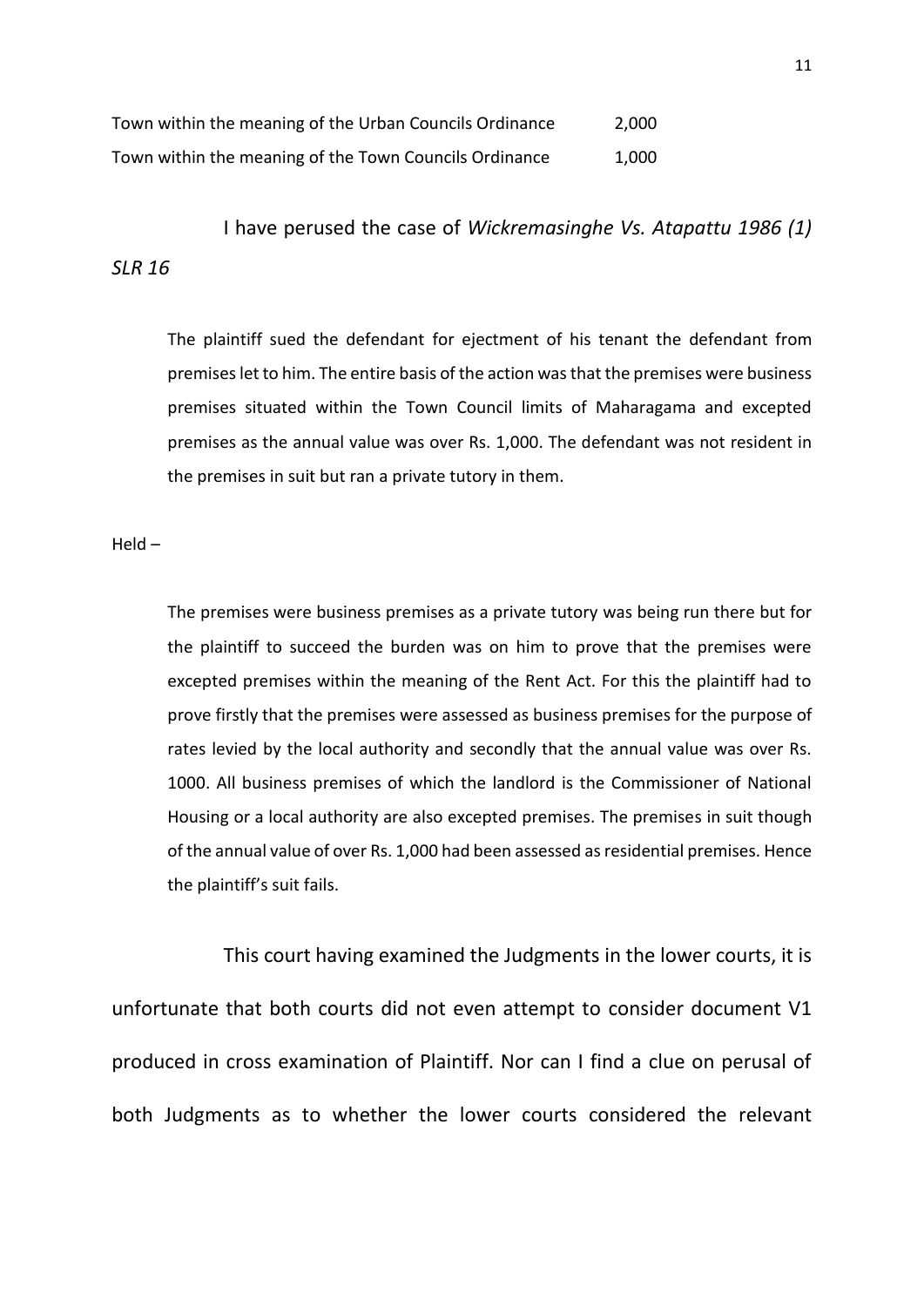| | |
|---|---|
| Town within the meaning of the Urban Councils Ordinance | 2,000 |
| Town within the meaning of the Town Councils Ordinance | 1,000 |

I have perused the case of *Wickremasinghe Vs. Atapattu 1986 (1) SLR 16*

> The plaintiff sued the defendant for ejectment of his tenant the defendant from premises let to him. The entire basis of the action was that the premises were business premises situated within the Town Council limits of Maharagama and excepted premises as the annual value was over Rs. 1,000. The defendant was not resident in the premises in suit but ran a private tutory in them.

Held –

> The premises were business premises as a private tutory was being run there but for the plaintiff to succeed the burden was on him to prove that the premises were excepted premises within the meaning of the Rent Act. For this the plaintiff had to prove firstly that the premises were assessed as business premises for the purpose of rates levied by the local authority and secondly that the annual value was over Rs. 1000. All business premises of which the landlord is the Commissioner of National Housing or a local authority are also excepted premises. The premises in suit though of the annual value of over Rs. 1,000 had been assessed as residential premises. Hence the plaintiff's suit fails.

This court having examined the Judgments in the lower courts, it is unfortunate that both courts did not even attempt to consider document V1 produced in cross examination of Plaintiff. Nor can I find a clue on perusal of both Judgments as to whether the lower courts considered the relevant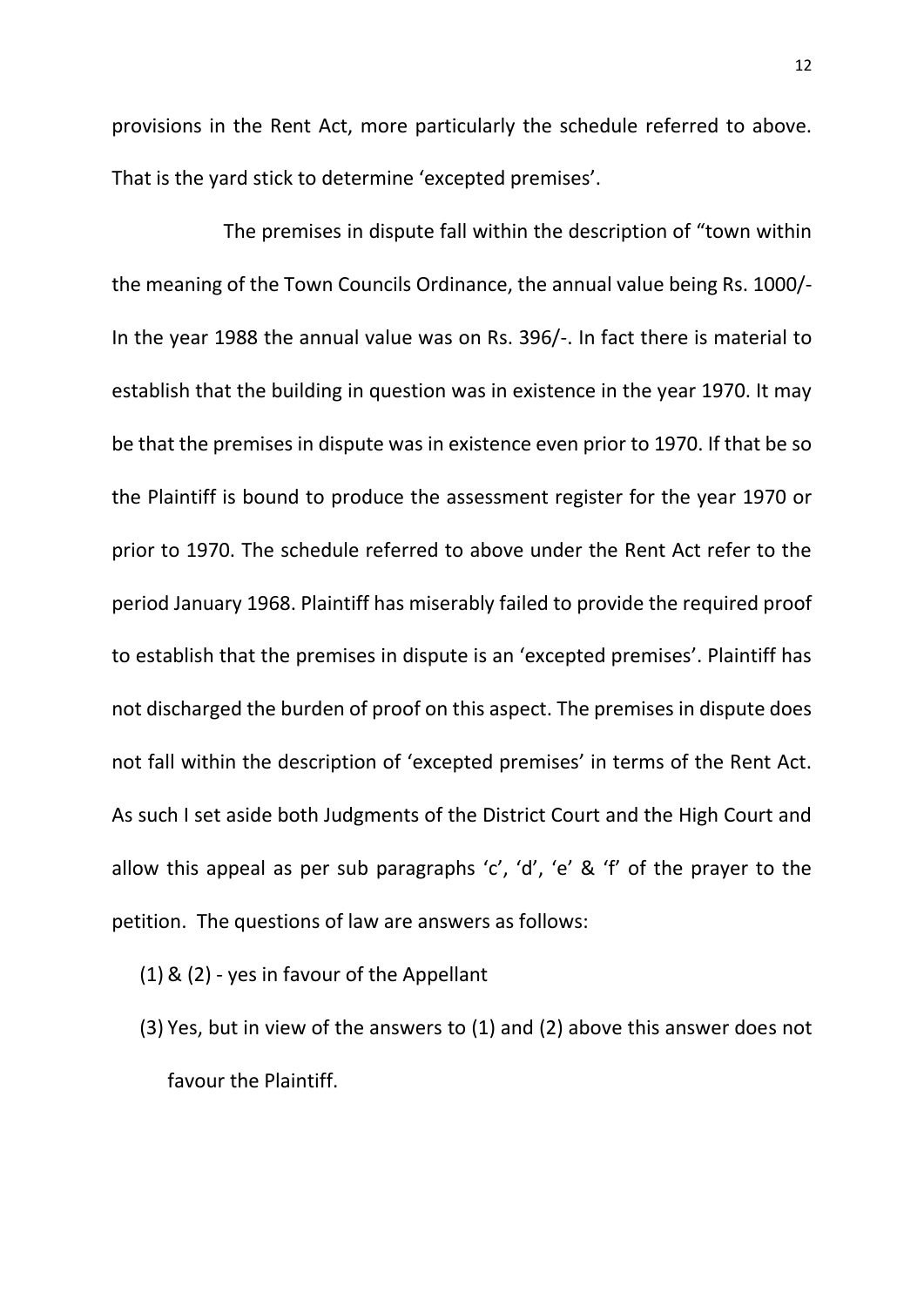provisions in the Rent Act, more particularly the schedule referred to above. That is the yard stick to determine 'excepted premises'.

The premises in dispute fall within the description of "town within the meaning of the Town Councils Ordinance, the annual value being Rs. 1000/- In the year 1988 the annual value was on Rs. 396/-. In fact there is material to establish that the building in question was in existence in the year 1970. It may be that the premises in dispute was in existence even prior to 1970. If that be so the Plaintiff is bound to produce the assessment register for the year 1970 or prior to 1970. The schedule referred to above under the Rent Act refer to the period January 1968. Plaintiff has miserably failed to provide the required proof to establish that the premises in dispute is an 'excepted premises'. Plaintiff has not discharged the burden of proof on this aspect. The premises in dispute does not fall within the description of 'excepted premises' in terms of the Rent Act. As such I set aside both Judgments of the District Court and the High Court and allow this appeal as per sub paragraphs 'c', 'd', 'e' & 'f' of the prayer to the petition. The questions of law are answers as follows:

(1) & (2) - yes in favour of the Appellant

(3) Yes, but in view of the answers to (1) and (2) above this answer does not favour the Plaintiff.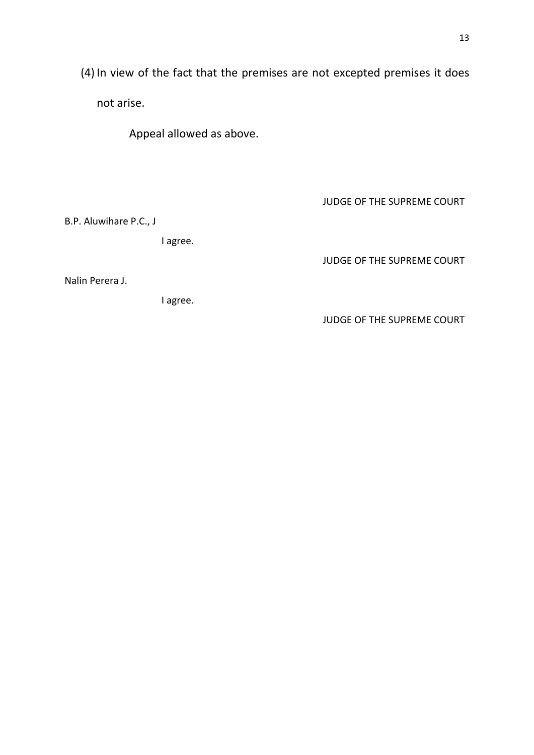(4) In view of the fact that the premises are not excepted premises it does not arise.

Appeal allowed as above.

JUDGE OF THE SUPREME COURT

B.P. Aluwihare P.C., J

I agree.

JUDGE OF THE SUPREME COURT

Nalin Perera J.

I agree.

JUDGE OF THE SUPREME COURT